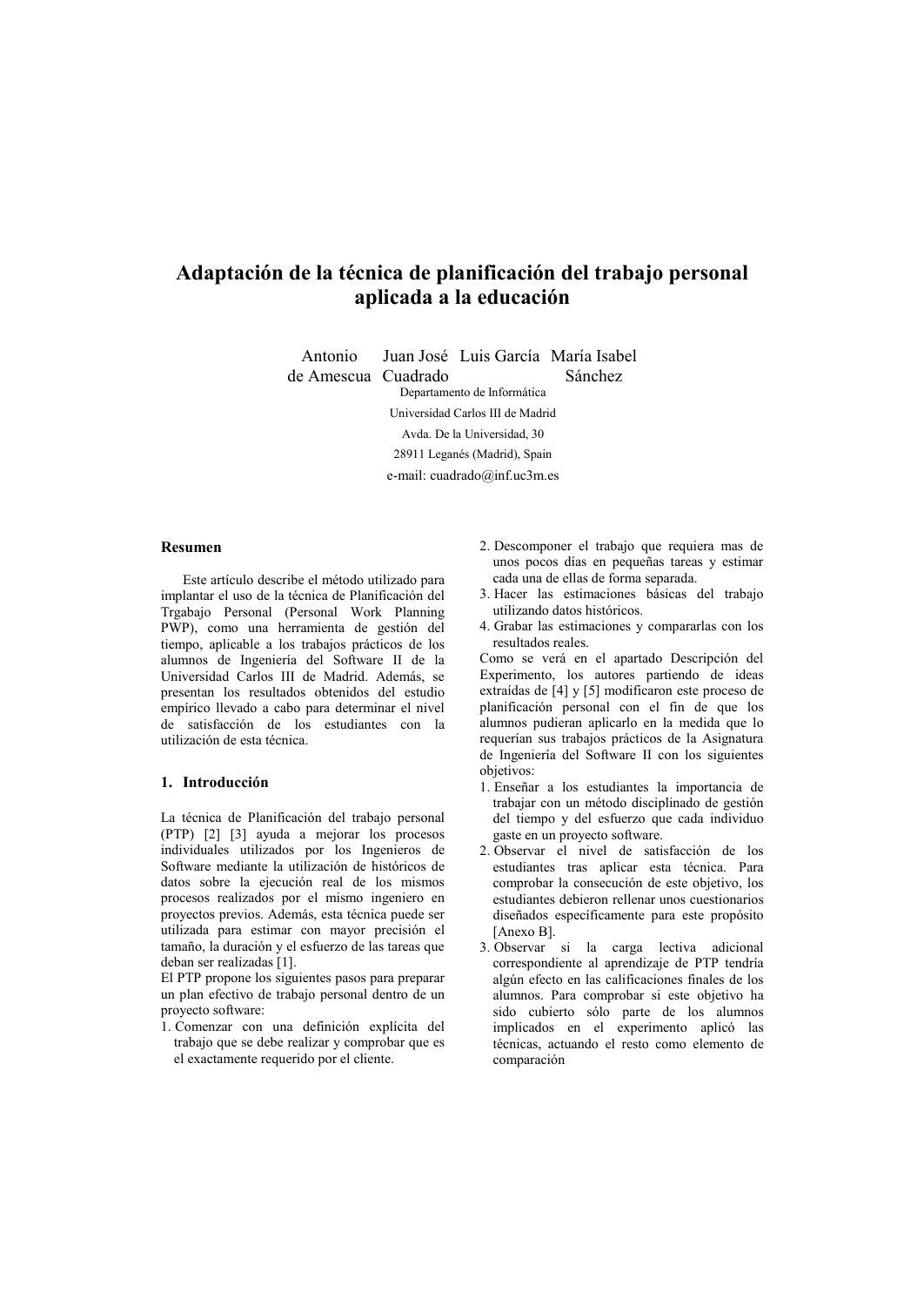# Adaptación de la técnica de planificación del trabajo personal aplicada a la educación

Antonio de Amescua, Juan José Cuadrado, Luis García, María Isabel Sánchez

Departamento de Informática
Universidad Carlos III de Madrid
Avda. De la Universidad, 30
28911 Leganés (Madrid), Spain
e-mail: cuadrado@inf.uc3m.es

## Resumen

Este artículo describe el método utilizado para implantar el uso de la técnica de Planificación del Trgabajo Personal (Personal Work Planning PWP), como una herramienta de gestión del tiempo, aplicable a los trabajos prácticos de los alumnos de Ingeniería del Software II de la Universidad Carlos III de Madrid. Además, se presentan los resultados obtenidos del estudio empírico llevado a cabo para determinar el nivel de satisfacción de los estudiantes con la utilización de esta técnica.

## 1. Introducción

La técnica de Planificación del trabajo personal (PTP) [2] [3] ayuda a mejorar los procesos individuales utilizados por los Ingenieros de Software mediante la utilización de históricos de datos sobre la ejecución real de los mismos procesos realizados por el mismo ingeniero en proyectos previos. Además, esta técnica puede ser utilizada para estimar con mayor precisión el tamaño, la duración y el esfuerzo de las tareas que deban ser realizadas [1].

El PTP propone los siguientes pasos para preparar un plan efectivo de trabajo personal dentro de un proyecto software:

1. Comenzar con una definición explícita del trabajo que se debe realizar y comprobar que es el exactamente requerido por el cliente.
2. Descomponer el trabajo que requiera mas de unos pocos días en pequeñas tareas y estimar cada una de ellas de forma separada.
3. Hacer las estimaciones básicas del trabajo utilizando datos históricos.
4. Grabar las estimaciones y compararlas con los resultados reales.

Como se verá en el apartado Descripción del Experimento, los autores partiendo de ideas extraídas de [4] y [5] modificaron este proceso de planificación personal con el fin de que los alumnos pudieran aplicarlo en la medida que lo requerían sus trabajos prácticos de la Asignatura de Ingeniería del Software II con los siguientes objetivos:

1. Enseñar a los estudiantes la importancia de trabajar con un método disciplinado de gestión del tiempo y del esfuerzo que cada individuo gaste en un proyecto software.
2. Observar el nivel de satisfacción de los estudiantes tras aplicar esta técnica. Para comprobar la consecución de este objetivo, los estudiantes debieron rellenar unos cuestionarios diseñados específicamente para este propósito [Anexo B].
3. Observar si la carga lectiva adicional correspondiente al aprendizaje de PTP tendría algún efecto en las calificaciones finales de los alumnos. Para comprobar si este objetivo ha sido cubierto sólo parte de los alumnos implicados en el experimento aplicó las técnicas, actuando el resto como elemento de comparación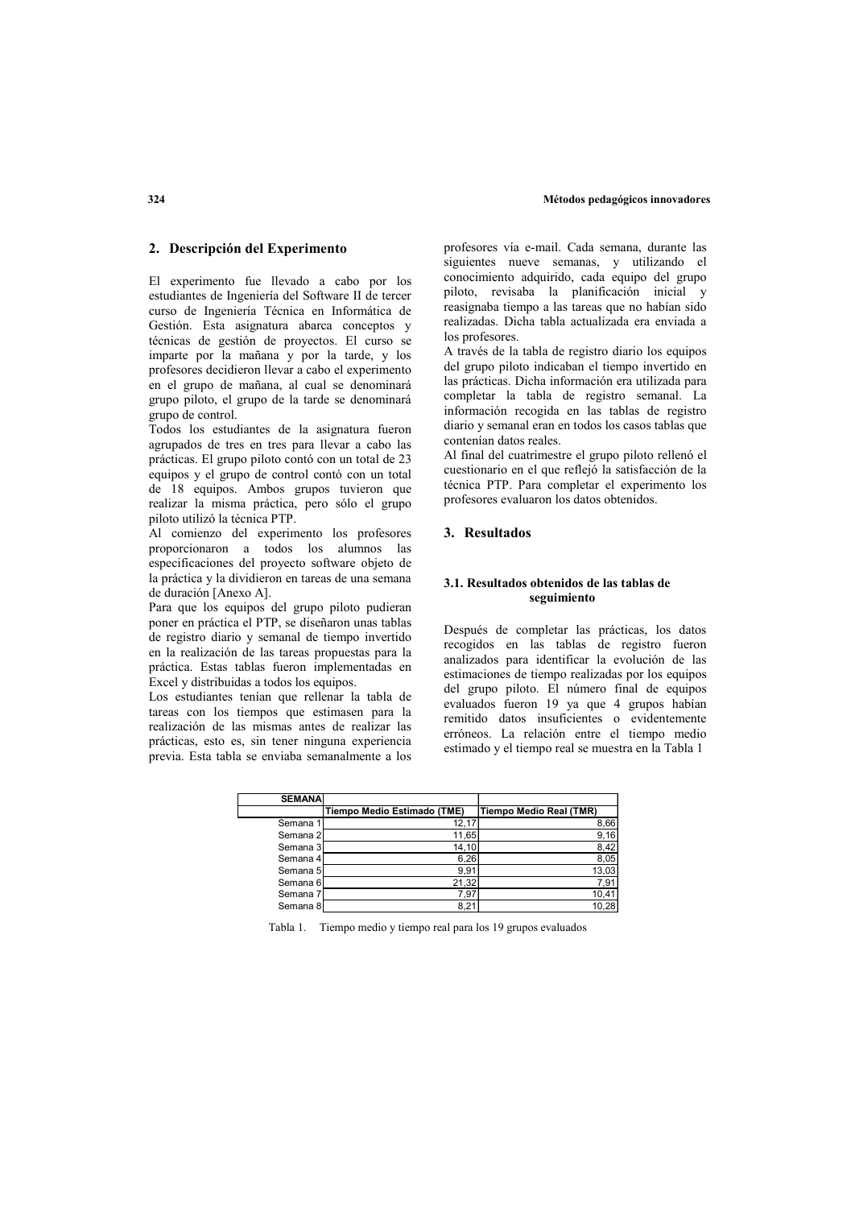## 2. Descripción del Experimento

El experimento fue llevado a cabo por los estudiantes de Ingeniería del Software II de tercer curso de Ingeniería Técnica en Informática de Gestión. Esta asignatura abarca conceptos y técnicas de gestión de proyectos. El curso se imparte por la mañana y por la tarde, y los profesores decidieron llevar a cabo el experimento en el grupo de mañana, al cual se denominará grupo piloto, el grupo de la tarde se denominará grupo de control.

Todos los estudiantes de la asignatura fueron agrupados de tres en tres para llevar a cabo las prácticas. El grupo piloto contó con un total de 23 equipos y el grupo de control contó con un total de 18 equipos. Ambos grupos tuvieron que realizar la misma práctica, pero sólo el grupo piloto utilizó la técnica PTP.

Al comienzo del experimento los profesores proporcionaron a todos los alumnos las especificaciones del proyecto software objeto de la práctica y la dividieron en tareas de una semana de duración [Anexo A].

Para que los equipos del grupo piloto pudieran poner en práctica el PTP, se diseñaron unas tablas de registro diario y semanal de tiempo invertido en la realización de las tareas propuestas para la práctica. Estas tablas fueron implementadas en Excel y distribuidas a todos los equipos.

Los estudiantes tenían que rellenar la tabla de tareas con los tiempos que estimasen para la realización de las mismas antes de realizar las prácticas, esto es, sin tener ninguna experiencia previa. Esta tabla se enviaba semanalmente a los profesores vía e-mail. Cada semana, durante las siguientes nueve semanas, y utilizando el conocimiento adquirido, cada equipo del grupo piloto, revisaba la planificación inicial y reasignaba tiempo a las tareas que no habían sido realizadas. Dicha tabla actualizada era enviada a los profesores.

A través de la tabla de registro diario los equipos del grupo piloto indicaban el tiempo invertido en las prácticas. Dicha información era utilizada para completar la tabla de registro semanal. La información recogida en las tablas de registro diario y semanal eran en todos los casos tablas que contenían datos reales.

Al final del cuatrimestre el grupo piloto rellenó el cuestionario en el que reflejó la satisfacción de la técnica PTP. Para completar el experimento los profesores evaluaron los datos obtenidos.

## 3. Resultados

### 3.1. Resultados obtenidos de las tablas de seguimiento

Después de completar las prácticas, los datos recogidos en las tablas de registro fueron analizados para identificar la evolución de las estimaciones de tiempo realizadas por los equipos del grupo piloto. El número final de equipos evaluados fueron 19 ya que 4 grupos habían remitido datos insuficientes o evidentemente erróneos. La relación entre el tiempo medio estimado y el tiempo real se muestra en la Tabla 1

| SEMANA | Tiempo Medio Estimado (TME) | Tiempo Medio Real (TMR) |
|---|---|---|
| Semana 1 | 12,17 | 8,66 |
| Semana 2 | 11,65 | 9,16 |
| Semana 3 | 14,10 | 8,42 |
| Semana 4 | 6,26 | 8,05 |
| Semana 5 | 9,91 | 13,03 |
| Semana 6 | 21,32 | 7,91 |
| Semana 7 | 7,97 | 10,41 |
| Semana 8 | 8,21 | 10,28 |

Tabla 1. Tiempo medio y tiempo real para los 19 grupos evaluados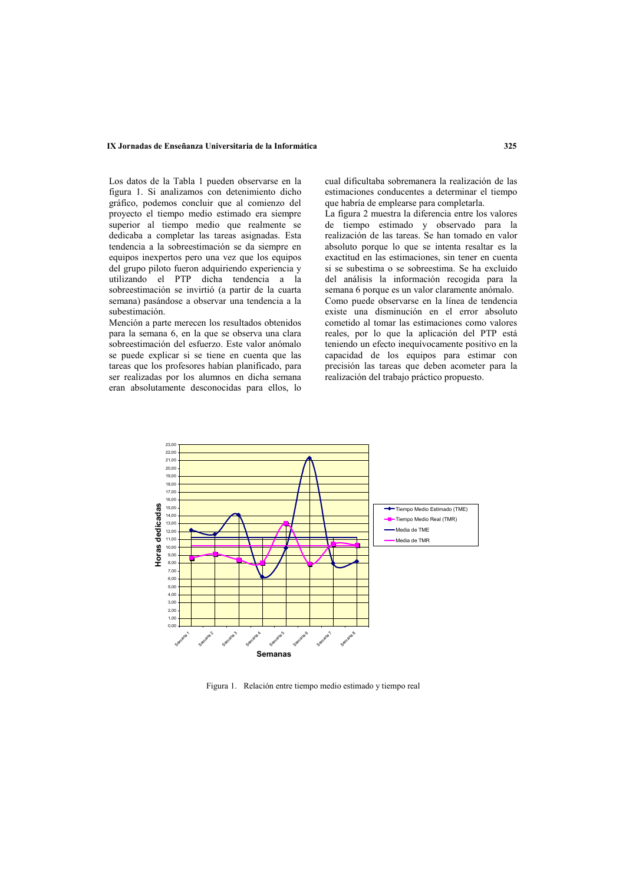Los datos de la Tabla 1 pueden observarse en la figura 1. Si analizamos con detenimiento dicho gráfico, podemos concluir que al comienzo del proyecto el tiempo medio estimado era siempre superior al tiempo medio que realmente se dedicaba a completar las tareas asignadas. Esta tendencia a la sobreestimación se da siempre en equipos inexpertos pero una vez que los equipos del grupo piloto fueron adquiriendo experiencia y utilizando el PTP dicha tendencia a la sobreestimación se invirtió (a partir de la cuarta semana) pasándose a observar una tendencia a la subestimación.

Mención a parte merecen los resultados obtenidos para la semana 6, en la que se observa una clara sobreestimación del esfuerzo. Este valor anómalo se puede explicar si se tiene en cuenta que las tareas que los profesores habían planificado, para ser realizadas por los alumnos en dicha semana eran absolutamente desconocidas para ellos, lo cual dificultaba sobremanera la realización de las estimaciones conducentes a determinar el tiempo que habría de emplearse para completarla.

La figura 2 muestra la diferencia entre los valores de tiempo estimado y observado para la realización de las tareas. Se han tomado en valor absoluto porque lo que se intenta resaltar es la exactitud en las estimaciones, sin tener en cuenta si se subestima o se sobreestima. Se ha excluido del análisis la información recogida para la semana 6 porque es un valor claramente anómalo.

Como puede observarse en la línea de tendencia existe una disminución en el error absoluto cometido al tomar las estimaciones como valores reales, por lo que la aplicación del PTP está teniendo un efecto inequívocamente positivo en la capacidad de los equipos para estimar con precisión las tareas que deben acometer para la realización del trabajo práctico propuesto.

Figura 1. Relación entre tiempo medio estimado y tiempo real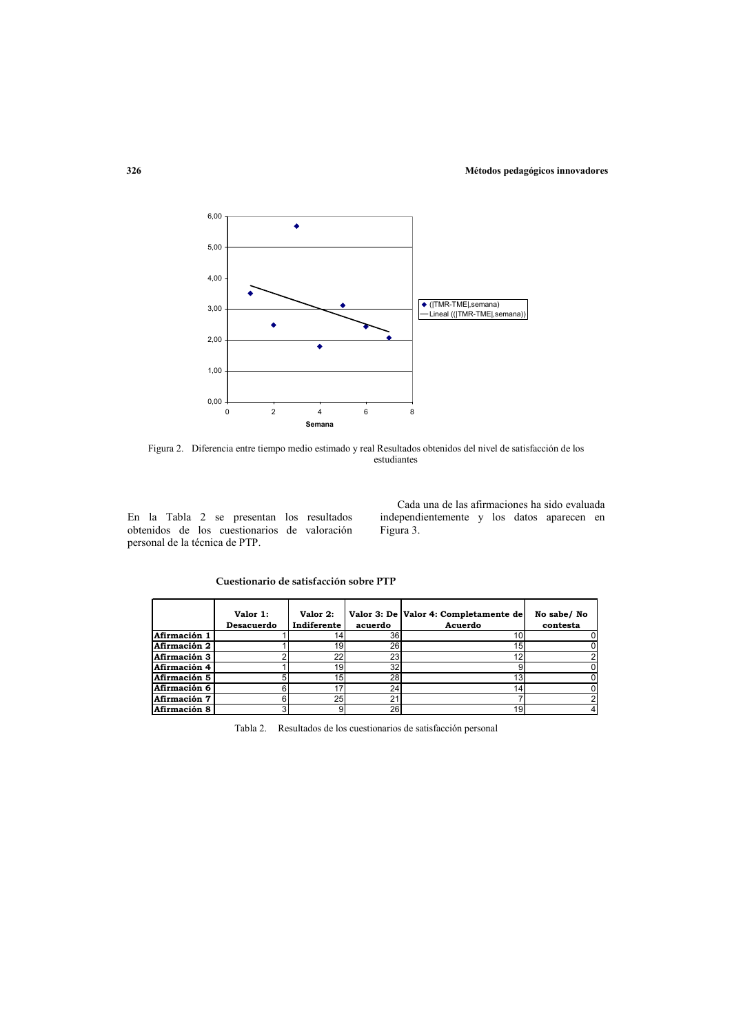Figura 2. Diferencia entre tiempo medio estimado y real Resultados obtenidos del nivel de satisfacción de los estudiantes

En la Tabla 2 se presentan los resultados obtenidos de los cuestionarios de valoración personal de la técnica de PTP.

Cada una de las afirmaciones ha sido evaluada independientemente y los datos aparecen en Figura 3.

**Cuestionario de satisfacción sobre PTP**

| | Valor 1: Desacuerdo | Valor 2: Indiferente | Valor 3: De acuerdo | Valor 4: Completamente de Acuerdo | No sabe/ No contesta |
|---|---|---|---|---|---|
| Afirmación 1 | 1 | 14 | 36 | 10 | 0 |
| Afirmación 2 | 1 | 19 | 26 | 15 | 0 |
| Afirmación 3 | 2 | 22 | 23 | 12 | 2 |
| Afirmación 4 | 1 | 19 | 32 | 9 | 0 |
| Afirmación 5 | 5 | 15 | 28 | 13 | 0 |
| Afirmación 6 | 6 | 17 | 24 | 14 | 0 |
| Afirmación 7 | 6 | 25 | 21 | 7 | 2 |
| Afirmación 8 | 3 | 9 | 26 | 19 | 4 |

Tabla 2. Resultados de los cuestionarios de satisfacción personal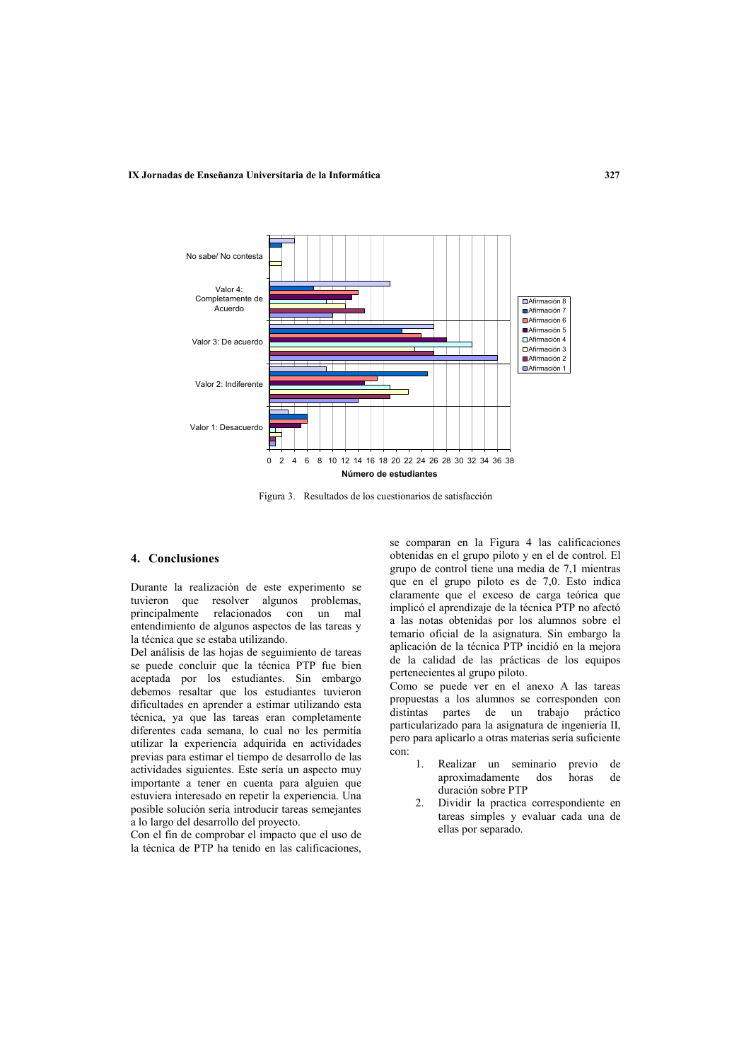Figura 3. Resultados de los cuestionarios de satisfacción

## 4. Conclusiones

Durante la realización de este experimento se tuvieron que resolver algunos problemas, principalmente relacionados con un mal entendimiento de algunos aspectos de las tareas y la técnica que se estaba utilizando.

Del análisis de las hojas de seguimiento de tareas se puede concluir que la técnica PTP fue bien aceptada por los estudiantes. Sin embargo debemos resaltar que los estudiantes tuvieron dificultades en aprender a estimar utilizando esta técnica, ya que las tareas eran completamente diferentes cada semana, lo cual no les permitía utilizar la experiencia adquirida en actividades previas para estimar el tiempo de desarrollo de las actividades siguientes. Este sería un aspecto muy importante a tener en cuenta para alguien que estuviera interesado en repetir la experiencia. Una posible solución sería introducir tareas semejantes a lo largo del desarrollo del proyecto.

Con el fin de comprobar el impacto que el uso de la técnica de PTP ha tenido en las calificaciones, se comparan en la Figura 4 las calificaciones obtenidas en el grupo piloto y en el de control. El grupo de control tiene una media de 7,1 mientras que en el grupo piloto es de 7,0. Esto indica claramente que el exceso de carga teórica que implicó el aprendizaje de la técnica PTP no afectó a las notas obtenidas por los alumnos sobre el temario oficial de la asignatura. Sin embargo la aplicación de la técnica PTP incidió en la mejora de la calidad de las prácticas de los equipos pertenecientes al grupo piloto.

Como se puede ver en el anexo A las tareas propuestas a los alumnos se corresponden con distintas partes de un trabajo práctico particularizado para la asignatura de ingeniería II, pero para aplicarlo a otras materias sería suficiente con:

1. Realizar un seminario previo de aproximadamente dos horas de duración sobre PTP
2. Dividir la practica correspondiente en tareas simples y evaluar cada una de ellas por separado.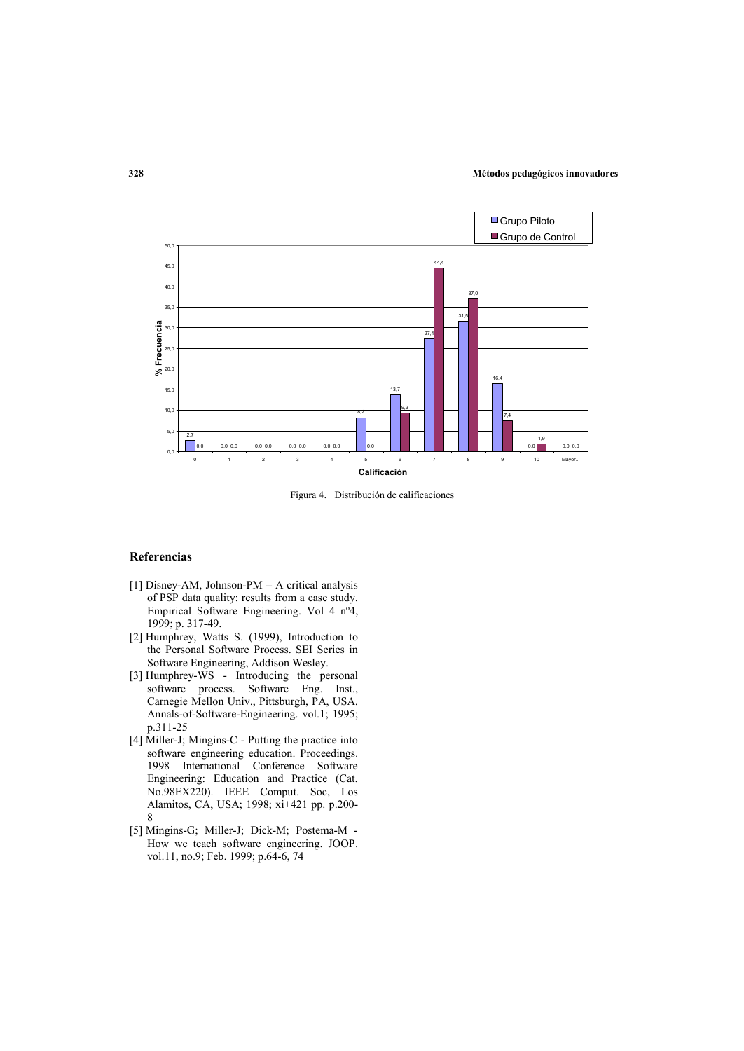Figura 4. Distribución de calificaciones

## Referencias

[1] Disney-AM, Johnson-PM – A critical analysis of PSP data quality: results from a case study. Empirical Software Engineering. Vol 4 nº4, 1999; p. 317-49.

[2] Humphrey, Watts S. (1999), Introduction to the Personal Software Process. SEI Series in Software Engineering, Addison Wesley.

[3] Humphrey-WS - Introducing the personal software process. Software Eng. Inst., Carnegie Mellon Univ., Pittsburgh, PA, USA. Annals-of-Software-Engineering. vol.1; 1995; p.311-25

[4] Miller-J; Mingins-C - Putting the practice into software engineering education. Proceedings. 1998 International Conference Software Engineering: Education and Practice (Cat. No.98EX220). IEEE Comput. Soc, Los Alamitos, CA, USA; 1998; xi+421 pp. p.200-8

[5] Mingins-G; Miller-J; Dick-M; Postema-M - How we teach software engineering. JOOP. vol.11, no.9; Feb. 1999; p.64-6, 74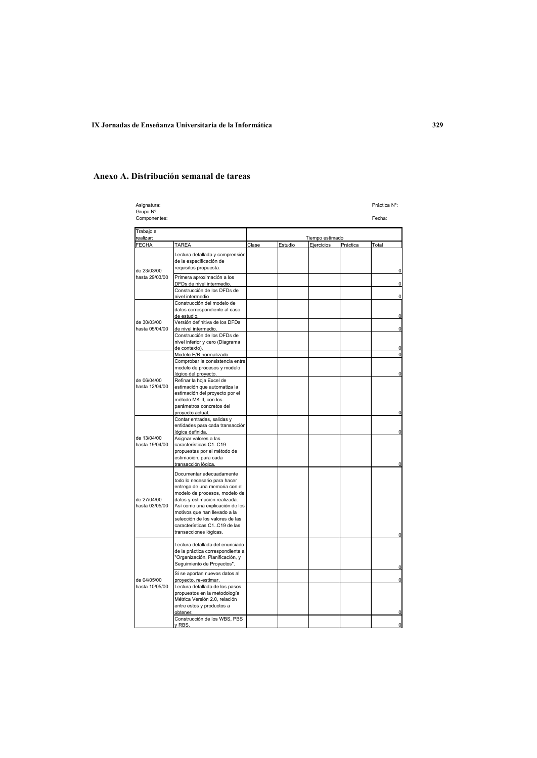## Anexo A. Distribución semanal de tareas

Asignatura: Práctica Nº:
Grupo Nº:
Componentes: Fecha:

| Trabajo a realizar: | | Tiempo estimado | | | | |
|---|---|---|---|---|---|---|
| FECHA | TAREA | Clase | Estudio | Ejercicios | Práctica | Total |
| de 23/03/00 hasta 29/03/00 | Lectura detallada y comprensión de la especificación de requisitos propuesta. | | | | | 0 |
| | Primera aproximación a los DFDs de nivel intermedio. | | | | | 0 |
| | Construcción de los DFDs de nivel intermedio | | | | | 0 |
| de 30/03/00 hasta 05/04/00 | Construcción del modelo de datos correspondiente al caso de estudio. | | | | | 0 |
| | Versión definitiva de los DFDs de nivel intermedio. | | | | | 0 |
| | Construcción de los DFDs de nivel inferior y cero (Diagrama de contexto). | | | | | 0 |
| de 06/04/00 hasta 12/04/00 | Modelo E/R normalizado. | | | | | 0 |
| | Comprobar la consistencia entre modelo de procesos y modelo lógico del proyecto. | | | | | 0 |
| | Refinar la hoja Excel de estimación que automatiza la estimación del proyecto por el método MK-II, con los parámetros concretos del proyecto actual. | | | | | 0 |
| de 13/04/00 hasta 19/04/00 | Contar entradas, salidas y entidades para cada transacción lógica definida. | | | | | 0 |
| | Asignar valores a las características C1..C19 propuestas por el método de estimación, para cada transacción lógica. | | | | | 0 |
| de 27/04/00 hasta 03/05/00 | Documentar adecuadamente todo lo necesario para hacer entrega de una memoria con el modelo de procesos, modelo de datos y estimación realizada. Así como una explicación de los motivos que han llevado a la selección de los valores de las características C1..C19 de las transacciones lógicas. | | | | | 0 |
| de 04/05/00 hasta 10/05/00 | Lectura detallada del enunciado de la práctica correspondiente a "Organización, Planificación, y Seguimiento de Proyectos". | | | | | 0 |
| | Si se aportan nuevos datos al proyecto, re-estimar. | | | | | 0 |
| | Lectura detallada de los pasos propuestos en la metodología Métrica Versión 2.0, relación entre estos y productos a obtener. | | | | | 0 |
| | Construcción de los WBS, PBS y RBS. | | | | | 0 |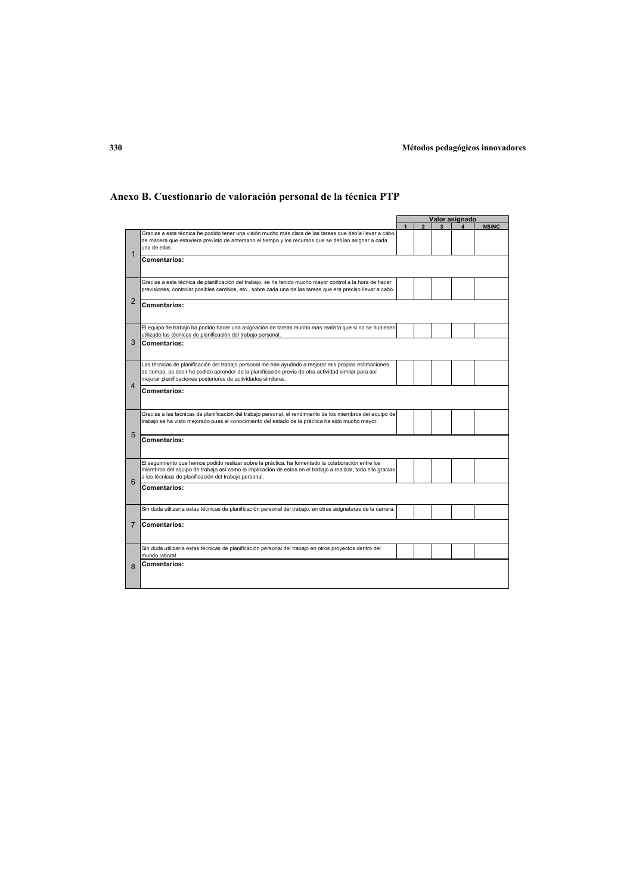## Anexo B. Cuestionario de valoración personal de la técnica PTP

| | | Valor asignado | | | | |
|---|---|---|---|---|---|---|
| | | 1 | 2 | 3 | 4 | NS/NC |
| 1 | Gracias a esta técnica he podido tener una visión mucho más clara de las tareas que debía llevar a cabo, de manera que estuviera previsto de antemano el tiempo y los recursos que se debían asignar a cada una de ellas. | | | | | |
| | **Comentarios:** | | | | | |
| 2 | Gracias a esta técnica de planificación del trabajo, se ha tenido mucho mayor control a la hora de hacer previsiones, controlar posibles cambios, etc., sobre cada una de las tareas que era preciso llevar a cabo. | | | | | |
| | **Comentarios:** | | | | | |
| 3 | El equipo de trabajo ha podido hacer una asignación de tareas mucho más realista que si no se hubiesen utilizado las técnicas de planificación del trabajo personal. | | | | | |
| | **Comentarios:** | | | | | |
| 4 | Las técnicas de planificación del trabajo personal me han ayudado a mejorar mis propias estimaciones de tiempo, es decir he podido aprender de la planificación previa de otra actividad similar para así mejorar planificaciones posteriores de actividades similares. | | | | | |
| | **Comentarios:** | | | | | |
| 5 | Gracias a las técnicas de planificación del trabajo personal, el rendimiento de los miembros del equipo de trabajo se ha visto mejorado pues el conocimiento del estado de la práctica ha sido mucho mayor. | | | | | |
| | **Comentarios:** | | | | | |
| 6 | El seguimiento que hemos podido realizar sobre la práctica, ha fomentado la colaboración entre los miembros del equipo de trabajo así como la implicación de estos en el trabajo a realizar, todo ello gracias a las técnicas de planificación del trabajo personal. | | | | | |
| | **Comentarios:** | | | | | |
| 7 | Sin duda utilizaría estas técnicas de planificación personal del trabajo, en otras asignaturas de la carrera. | | | | | |
| | **Comentarios:** | | | | | |
| 8 | Sin duda utilizaría estas técnicas de planificación personal del trabajo en otros proyectos dentro del mundo laboral. | | | | | |
| | **Comentarios:** | | | | | |